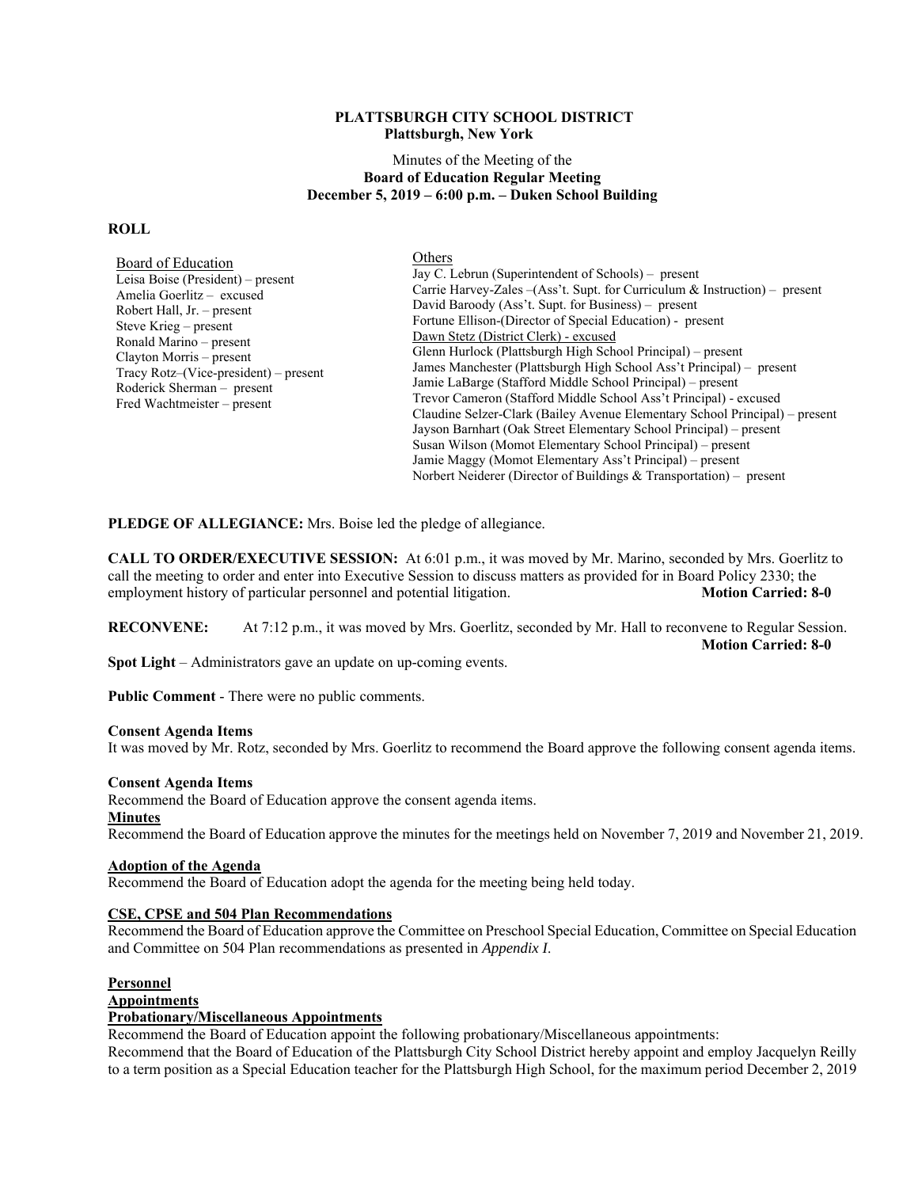# PLATTSBURGH CITY SCHOOL DISTRICT
**Plattsburgh, New York**

Minutes of the Meeting of the
**Board of Education Regular Meeting**
**December 5, 2019 – 6:00 p.m. – Duken School Building**

**ROLL**

Board of Education
Leisa Boise (President) – present
Amelia Goerlitz – excused
Robert Hall, Jr. – present
Steve Krieg – present
Ronald Marino – present
Clayton Morris – present
Tracy Rotz–(Vice-president) – present
Roderick Sherman – present
Fred Wachtmeister – present

Others
Jay C. Lebrun (Superintendent of Schools) – present
Carrie Harvey-Zales –(Ass't. Supt. for Curriculum & Instruction) – present
David Baroody (Ass't. Supt. for Business) – present
Fortune Ellison-(Director of Special Education) - present
Dawn Stetz (District Clerk) - excused
Glenn Hurlock (Plattsburgh High School Principal) – present
James Manchester (Plattsburgh High School Ass't Principal) – present
Jamie LaBarge (Stafford Middle School Principal) – present
Trevor Cameron (Stafford Middle School Ass't Principal) - excused
Claudine Selzer-Clark (Bailey Avenue Elementary School Principal) – present
Jayson Barnhart (Oak Street Elementary School Principal) – present
Susan Wilson (Momot Elementary School Principal) – present
Jamie Maggy (Momot Elementary Ass't Principal) – present
Norbert Neiderer (Director of Buildings & Transportation) – present

**PLEDGE OF ALLEGIANCE:** Mrs. Boise led the pledge of allegiance.

**CALL TO ORDER/EXECUTIVE SESSION:** At 6:01 p.m., it was moved by Mr. Marino, seconded by Mrs. Goerlitz to call the meeting to order and enter into Executive Session to discuss matters as provided for in Board Policy 2330; the employment history of particular personnel and potential litigation. **Motion Carried: 8-0**

**RECONVENE:** At 7:12 p.m., it was moved by Mrs. Goerlitz, seconded by Mr. Hall to reconvene to Regular Session. **Motion Carried: 8-0**

**Spot Light** – Administrators gave an update on up-coming events.

**Public Comment** - There were no public comments.

**Consent Agenda Items**
It was moved by Mr. Rotz, seconded by Mrs. Goerlitz to recommend the Board approve the following consent agenda items.

**Consent Agenda Items**
Recommend the Board of Education approve the consent agenda items.

**Minutes**
Recommend the Board of Education approve the minutes for the meetings held on November 7, 2019 and November 21, 2019.

**Adoption of the Agenda**
Recommend the Board of Education adopt the agenda for the meeting being held today.

**CSE, CPSE and 504 Plan Recommendations**
Recommend the Board of Education approve the Committee on Preschool Special Education, Committee on Special Education and Committee on 504 Plan recommendations as presented in *Appendix I*.

**Personnel**
**Appointments**
**Probationary/Miscellaneous Appointments**
Recommend the Board of Education appoint the following probationary/Miscellaneous appointments:
Recommend that the Board of Education of the Plattsburgh City School District hereby appoint and employ Jacquelyn Reilly to a term position as a Special Education teacher for the Plattsburgh High School, for the maximum period December 2, 2019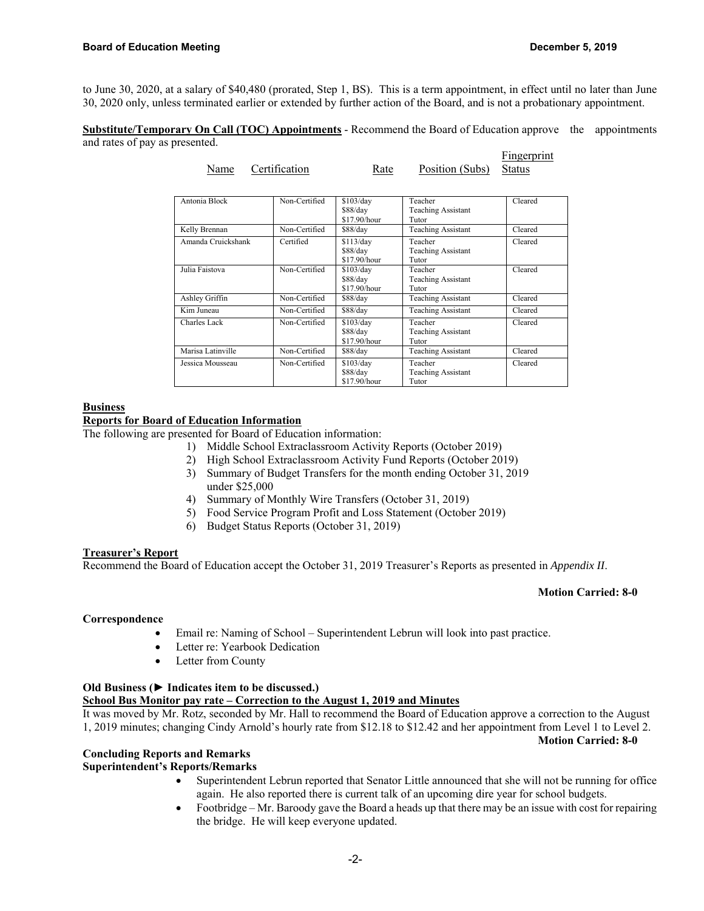to June 30, 2020, at a salary of $40,480 (prorated, Step 1, BS). This is a term appointment, in effect until no later than June 30, 2020 only, unless terminated earlier or extended by further action of the Board, and is not a probationary appointment.

**Substitute/Temporary On Call (TOC) Appointments** - Recommend the Board of Education approve the appointments and rates of pay as presented.

| Name | Certification | Rate | Position (Subs) | Fingerprint Status |
|---|---|---|---|---|
| Antonia Block | Non-Certified | $103/day<br>$88/day<br>$17.90/hour | Teacher<br>Teaching Assistant<br>Tutor | Cleared |
| Kelly Brennan | Non-Certified | $88/day | Teaching Assistant | Cleared |
| Amanda Cruickshank | Certified | $113/day<br>$88/day<br>$17.90/hour | Teacher<br>Teaching Assistant<br>Tutor | Cleared |
| Julia Faistova | Non-Certified | $103/day<br>$88/day<br>$17.90/hour | Teacher<br>Teaching Assistant<br>Tutor | Cleared |
| Ashley Griffin | Non-Certified | $88/day | Teaching Assistant | Cleared |
| Kim Juneau | Non-Certified | $88/day | Teaching Assistant | Cleared |
| Charles Lack | Non-Certified | $103/day<br>$88/day<br>$17.90/hour | Teacher<br>Teaching Assistant<br>Tutor | Cleared |
| Marisa Latinville | Non-Certified | $88/day | Teaching Assistant | Cleared |
| Jessica Mousseau | Non-Certified | $103/day<br>$88/day<br>$17.90/hour | Teacher<br>Teaching Assistant<br>Tutor | Cleared |

**Business**

**Reports for Board of Education Information**

The following are presented for Board of Education information:

1) Middle School Extraclassroom Activity Reports (October 2019)
2) High School Extraclassroom Activity Fund Reports (October 2019)
3) Summary of Budget Transfers for the month ending October 31, 2019 under $25,000
4) Summary of Monthly Wire Transfers (October 31, 2019)
5) Food Service Program Profit and Loss Statement (October 2019)
6) Budget Status Reports (October 31, 2019)

**Treasurer's Report**

Recommend the Board of Education accept the October 31, 2019 Treasurer's Reports as presented in *Appendix II*.

**Motion Carried: 8-0**

**Correspondence**

- Email re: Naming of School – Superintendent Lebrun will look into past practice.
- Letter re: Yearbook Dedication
- Letter from County

**Old Business (► Indicates item to be discussed.)**

**School Bus Monitor pay rate – Correction to the August 1, 2019 and Minutes**

It was moved by Mr. Rotz, seconded by Mr. Hall to recommend the Board of Education approve a correction to the August 1, 2019 minutes; changing Cindy Arnold's hourly rate from $12.18 to $12.42 and her appointment from Level 1 to Level 2.

**Motion Carried: 8-0**

**Concluding Reports and Remarks**

**Superintendent's Reports/Remarks**

- Superintendent Lebrun reported that Senator Little announced that she will not be running for office again. He also reported there is current talk of an upcoming dire year for school budgets.
- Footbridge – Mr. Baroody gave the Board a heads up that there may be an issue with cost for repairing the bridge. He will keep everyone updated.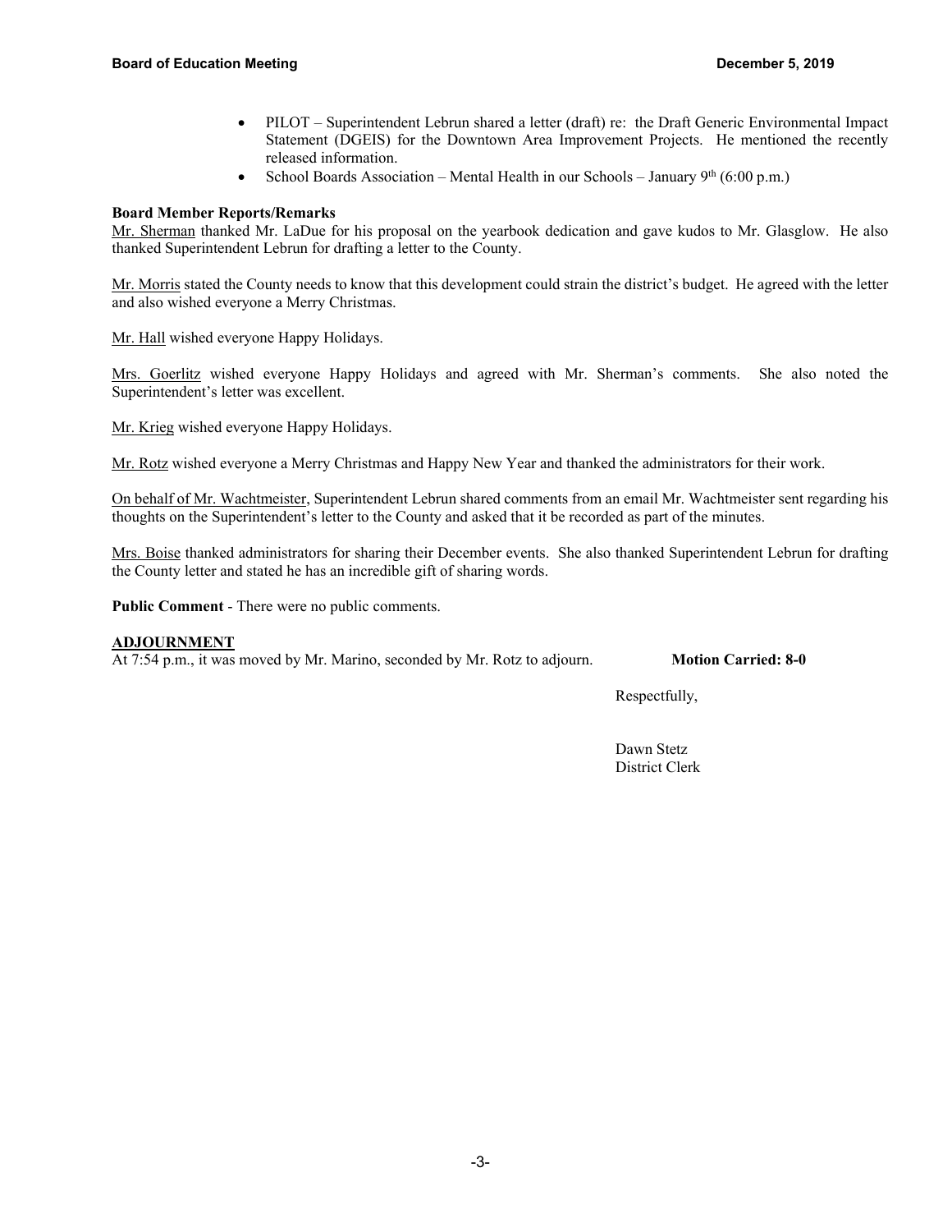- PILOT – Superintendent Lebrun shared a letter (draft) re: the Draft Generic Environmental Impact Statement (DGEIS) for the Downtown Area Improvement Projects. He mentioned the recently released information.
- School Boards Association – Mental Health in our Schools – January 9th (6:00 p.m.)

**Board Member Reports/Remarks**

Mr. Sherman thanked Mr. LaDue for his proposal on the yearbook dedication and gave kudos to Mr. Glasglow. He also thanked Superintendent Lebrun for drafting a letter to the County.

Mr. Morris stated the County needs to know that this development could strain the district's budget. He agreed with the letter and also wished everyone a Merry Christmas.

Mr. Hall wished everyone Happy Holidays.

Mrs. Goerlitz wished everyone Happy Holidays and agreed with Mr. Sherman's comments. She also noted the Superintendent's letter was excellent.

Mr. Krieg wished everyone Happy Holidays.

Mr. Rotz wished everyone a Merry Christmas and Happy New Year and thanked the administrators for their work.

On behalf of Mr. Wachtmeister, Superintendent Lebrun shared comments from an email Mr. Wachtmeister sent regarding his thoughts on the Superintendent's letter to the County and asked that it be recorded as part of the minutes.

Mrs. Boise thanked administrators for sharing their December events. She also thanked Superintendent Lebrun for drafting the County letter and stated he has an incredible gift of sharing words.

**Public Comment** - There were no public comments.

**ADJOURNMENT**

At 7:54 p.m., it was moved by Mr. Marino, seconded by Mr. Rotz to adjourn. **Motion Carried: 8-0**

Respectfully,

Dawn Stetz
District Clerk